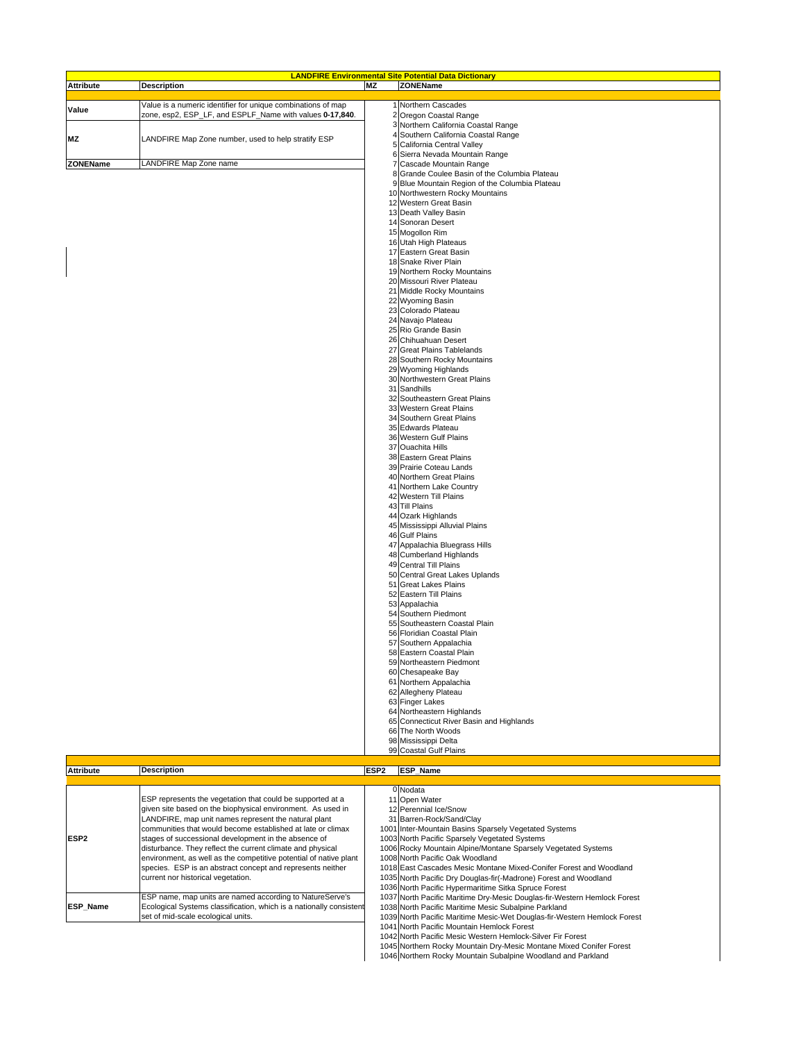# LANDFIRE Environmental Site Potential Data Dictionary

| Attribute | Description | MZ | ZONEName |
|---|---|---|---|
| Value | Value is a numeric identifier for unique combinations of map zone, esp2, ESP_LF, and ESPLF_Name with values **0-17,840**. | 1 | Northern Cascades |
| | | 2 | Oregon Coastal Range |
| MZ | LANDFIRE Map Zone number, used to help stratify ESP | 3 | Northern California Coastal Range |
| | | 4 | Southern California Coastal Range |
| | | 5 | California Central Valley |
| | | 6 | Sierra Nevada Mountain Range |
| ZONEName | LANDFIRE Map Zone name | 7 | Cascade Mountain Range |
| | | 8 | Grande Coulee Basin of the Columbia Plateau |
| | | 9 | Blue Mountain Region of the Columbia Plateau |
| | | 10 | Northwestern Rocky Mountains |
| | | 12 | Western Great Basin |
| | | 13 | Death Valley Basin |
| | | 14 | Sonoran Desert |
| | | 15 | Mogollon Rim |
| | | 16 | Utah High Plateaus |
| | | 17 | Eastern Great Basin |
| | | 18 | Snake River Plain |
| | | 19 | Northern Rocky Mountains |
| | | 20 | Missouri River Plateau |
| | | 21 | Middle Rocky Mountains |
| | | 22 | Wyoming Basin |
| | | 23 | Colorado Plateau |
| | | 24 | Navajo Plateau |
| | | 25 | Rio Grande Basin |
| | | 26 | Chihuahuan Desert |
| | | 27 | Great Plains Tablelands |
| | | 28 | Southern Rocky Mountains |
| | | 29 | Wyoming Highlands |
| | | 30 | Northwestern Great Plains |
| | | 31 | Sandhills |
| | | 32 | Southeastern Great Plains |
| | | 33 | Western Great Plains |
| | | 34 | Southern Great Plains |
| | | 35 | Edwards Plateau |
| | | 36 | Western Gulf Plains |
| | | 37 | Ouachita Hills |
| | | 38 | Eastern Great Plains |
| | | 39 | Prairie Coteau Lands |
| | | 40 | Northern Great Plains |
| | | 41 | Northern Lake Country |
| | | 42 | Western Till Plains |
| | | 43 | Till Plains |
| | | 44 | Ozark Highlands |
| | | 45 | Mississippi Alluvial Plains |
| | | 46 | Gulf Plains |
| | | 47 | Appalachia Bluegrass Hills |
| | | 48 | Cumberland Highlands |
| | | 49 | Central Till Plains |
| | | 50 | Central Great Lakes Uplands |
| | | 51 | Great Lakes Plains |
| | | 52 | Eastern Till Plains |
| | | 53 | Appalachia |
| | | 54 | Southern Piedmont |
| | | 55 | Southeastern Coastal Plain |
| | | 56 | Floridian Coastal Plain |
| | | 57 | Southern Appalachia |
| | | 58 | Eastern Coastal Plain |
| | | 59 | Northeastern Piedmont |
| | | 60 | Chesapeake Bay |
| | | 61 | Northern Appalachia |
| | | 62 | Allegheny Plateau |
| | | 63 | Finger Lakes |
| | | 64 | Northeastern Highlands |
| | | 65 | Connecticut River Basin and Highlands |
| | | 66 | The North Woods |
| | | 98 | Mississippi Delta |
| | | 99 | Coastal Gulf Plains |

| Attribute | Description | ESP2 | ESP_Name |
|---|---|---|---|
| ESP2 | ESP represents the vegetation that could be supported at a given site based on the biophysical environment. As used in LANDFIRE, map unit names represent the natural plant communities that would become established at late or climax stages of successional development in the absence of disturbance. They reflect the current climate and physical environment, as well as the competitive potential of native plant species. ESP is an abstract concept and represents neither current nor historical vegetation. | 0 | Nodata |
| | | 11 | Open Water |
| | | 12 | Perennial Ice/Snow |
| | | 31 | Barren-Rock/Sand/Clay |
| | | 1001 | Inter-Mountain Basins Sparsely Vegetated Systems |
| | | 1003 | North Pacific Sparsely Vegetated Systems |
| | | 1006 | Rocky Mountain Alpine/Montane Sparsely Vegetated Systems |
| | | 1008 | North Pacific Oak Woodland |
| | | 1018 | East Cascades Mesic Montane Mixed-Conifer Forest and Woodland |
| | | 1035 | North Pacific Dry Douglas-fir(-Madrone) Forest and Woodland |
| ESP_Name | ESP name, map units are named according to NatureServe's Ecological Systems classification, which is a nationally consistent set of mid-scale ecological units. | 1036 | North Pacific Hypermaritime Sitka Spruce Forest |
| | | 1037 | North Pacific Maritime Dry-Mesic Douglas-fir-Western Hemlock Forest |
| | | 1038 | North Pacific Maritime Mesic Subalpine Parkland |
| | | 1039 | North Pacific Maritime Mesic-Wet Douglas-fir-Western Hemlock Forest |
| | | 1041 | North Pacific Mountain Hemlock Forest |
| | | 1042 | North Pacific Mesic Western Hemlock-Silver Fir Forest |
| | | 1045 | Northern Rocky Mountain Dry-Mesic Montane Mixed Conifer Forest |
| | | 1046 | Northern Rocky Mountain Subalpine Woodland and Parkland |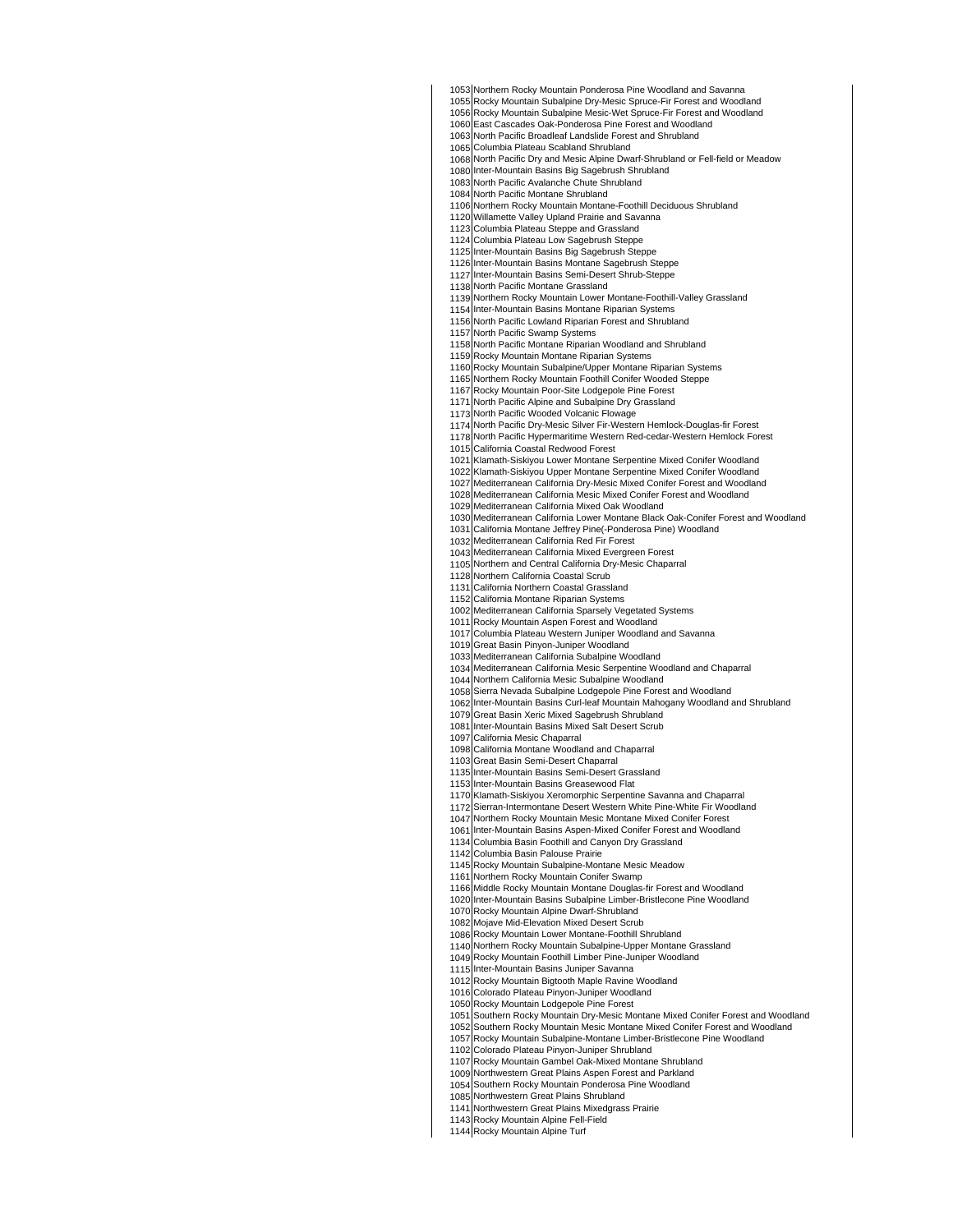| | |
|---|---|
| 1053 | Northern Rocky Mountain Ponderosa Pine Woodland and Savanna |
| 1055 | Rocky Mountain Subalpine Dry-Mesic Spruce-Fir Forest and Woodland |
| 1056 | Rocky Mountain Subalpine Mesic-Wet Spruce-Fir Forest and Woodland |
| 1060 | East Cascades Oak-Ponderosa Pine Forest and Woodland |
| 1063 | North Pacific Broadleaf Landslide Forest and Shrubland |
| 1065 | Columbia Plateau Scabland Shrubland |
| 1068 | North Pacific Dry and Mesic Alpine Dwarf-Shrubland or Fell-field or Meadow |
| 1080 | Inter-Mountain Basins Big Sagebrush Shrubland |
| 1083 | North Pacific Avalanche Chute Shrubland |
| 1084 | North Pacific Montane Shrubland |
| 1106 | Northern Rocky Mountain Montane-Foothill Deciduous Shrubland |
| 1120 | Willamette Valley Upland Prairie and Savanna |
| 1123 | Columbia Plateau Steppe and Grassland |
| 1124 | Columbia Plateau Low Sagebrush Steppe |
| 1125 | Inter-Mountain Basins Big Sagebrush Steppe |
| 1126 | Inter-Mountain Basins Montane Sagebrush Steppe |
| 1127 | Inter-Mountain Basins Semi-Desert Shrub-Steppe |
| 1138 | North Pacific Montane Grassland |
| 1139 | Northern Rocky Mountain Lower Montane-Foothill-Valley Grassland |
| 1154 | Inter-Mountain Basins Montane Riparian Systems |
| 1156 | North Pacific Lowland Riparian Forest and Shrubland |
| 1157 | North Pacific Swamp Systems |
| 1158 | North Pacific Montane Riparian Woodland and Shrubland |
| 1159 | Rocky Mountain Montane Riparian Systems |
| 1160 | Rocky Mountain Subalpine/Upper Montane Riparian Systems |
| 1165 | Northern Rocky Mountain Foothill Conifer Wooded Steppe |
| 1167 | Rocky Mountain Poor-Site Lodgepole Pine Forest |
| 1171 | North Pacific Alpine and Subalpine Dry Grassland |
| 1173 | North Pacific Wooded Volcanic Flowage |
| 1174 | North Pacific Dry-Mesic Silver Fir-Western Hemlock-Douglas-fir Forest |
| 1178 | North Pacific Hypermaritime Western Red-cedar-Western Hemlock Forest |
| 1015 | California Coastal Redwood Forest |
| 1021 | Klamath-Siskiyou Lower Montane Serpentine Mixed Conifer Woodland |
| 1022 | Klamath-Siskiyou Upper Montane Serpentine Mixed Conifer Woodland |
| 1027 | Mediterranean California Dry-Mesic Mixed Conifer Forest and Woodland |
| 1028 | Mediterranean California Mesic Mixed Conifer Forest and Woodland |
| 1029 | Mediterranean California Mixed Oak Woodland |
| 1030 | Mediterranean California Lower Montane Black Oak-Conifer Forest and Woodland |
| 1031 | California Montane Jeffrey Pine(-Ponderosa Pine) Woodland |
| 1032 | Mediterranean California Red Fir Forest |
| 1043 | Mediterranean California Mixed Evergreen Forest |
| 1105 | Northern and Central California Dry-Mesic Chaparral |
| 1128 | Northern California Coastal Scrub |
| 1131 | California Northern Coastal Grassland |
| 1152 | California Montane Riparian Systems |
| 1002 | Mediterranean California Sparsely Vegetated Systems |
| 1011 | Rocky Mountain Aspen Forest and Woodland |
| 1017 | Columbia Plateau Western Juniper Woodland and Savanna |
| 1019 | Great Basin Pinyon-Juniper Woodland |
| 1033 | Mediterranean California Subalpine Woodland |
| 1034 | Mediterranean California Mesic Serpentine Woodland and Chaparral |
| 1044 | Northern California Mesic Subalpine Woodland |
| 1058 | Sierra Nevada Subalpine Lodgepole Pine Forest and Woodland |
| 1062 | Inter-Mountain Basins Curl-leaf Mountain Mahogany Woodland and Shrubland |
| 1079 | Great Basin Xeric Mixed Sagebrush Shrubland |
| 1081 | Inter-Mountain Basins Mixed Salt Desert Scrub |
| 1097 | California Mesic Chaparral |
| 1098 | California Montane Woodland and Chaparral |
| 1103 | Great Basin Semi-Desert Chaparral |
| 1135 | Inter-Mountain Basins Semi-Desert Grassland |
| 1153 | Inter-Mountain Basins Greasewood Flat |
| 1170 | Klamath-Siskiyou Xeromorphic Serpentine Savanna and Chaparral |
| 1172 | Sierran-Intermontane Desert Western White Pine-White Fir Woodland |
| 1047 | Northern Rocky Mountain Mesic Montane Mixed Conifer Forest |
| 1061 | Inter-Mountain Basins Aspen-Mixed Conifer Forest and Woodland |
| 1134 | Columbia Basin Foothill and Canyon Dry Grassland |
| 1142 | Columbia Basin Palouse Prairie |
| 1145 | Rocky Mountain Subalpine-Montane Mesic Meadow |
| 1161 | Northern Rocky Mountain Conifer Swamp |
| 1166 | Middle Rocky Mountain Montane Douglas-fir Forest and Woodland |
| 1020 | Inter-Mountain Basins Subalpine Limber-Bristlecone Pine Woodland |
| 1070 | Rocky Mountain Alpine Dwarf-Shrubland |
| 1082 | Mojave Mid-Elevation Mixed Desert Scrub |
| 1086 | Rocky Mountain Lower Montane-Foothill Shrubland |
| 1140 | Northern Rocky Mountain Subalpine-Upper Montane Grassland |
| 1049 | Rocky Mountain Foothill Limber Pine-Juniper Woodland |
| 1115 | Inter-Mountain Basins Juniper Savanna |
| 1012 | Rocky Mountain Bigtooth Maple Ravine Woodland |
| 1016 | Colorado Plateau Pinyon-Juniper Woodland |
| 1050 | Rocky Mountain Lodgepole Pine Forest |
| 1051 | Southern Rocky Mountain Dry-Mesic Montane Mixed Conifer Forest and Woodland |
| 1052 | Southern Rocky Mountain Mesic Montane Mixed Conifer Forest and Woodland |
| 1057 | Rocky Mountain Subalpine-Montane Limber-Bristlecone Pine Woodland |
| 1102 | Colorado Plateau Pinyon-Juniper Shrubland |
| 1107 | Rocky Mountain Gambel Oak-Mixed Montane Shrubland |
| 1009 | Northwestern Great Plains Aspen Forest and Parkland |
| 1054 | Southern Rocky Mountain Ponderosa Pine Woodland |
| 1085 | Northwestern Great Plains Shrubland |
| 1141 | Northwestern Great Plains Mixedgrass Prairie |
| 1143 | Rocky Mountain Alpine Fell-Field |
| 1144 | Rocky Mountain Alpine Turf |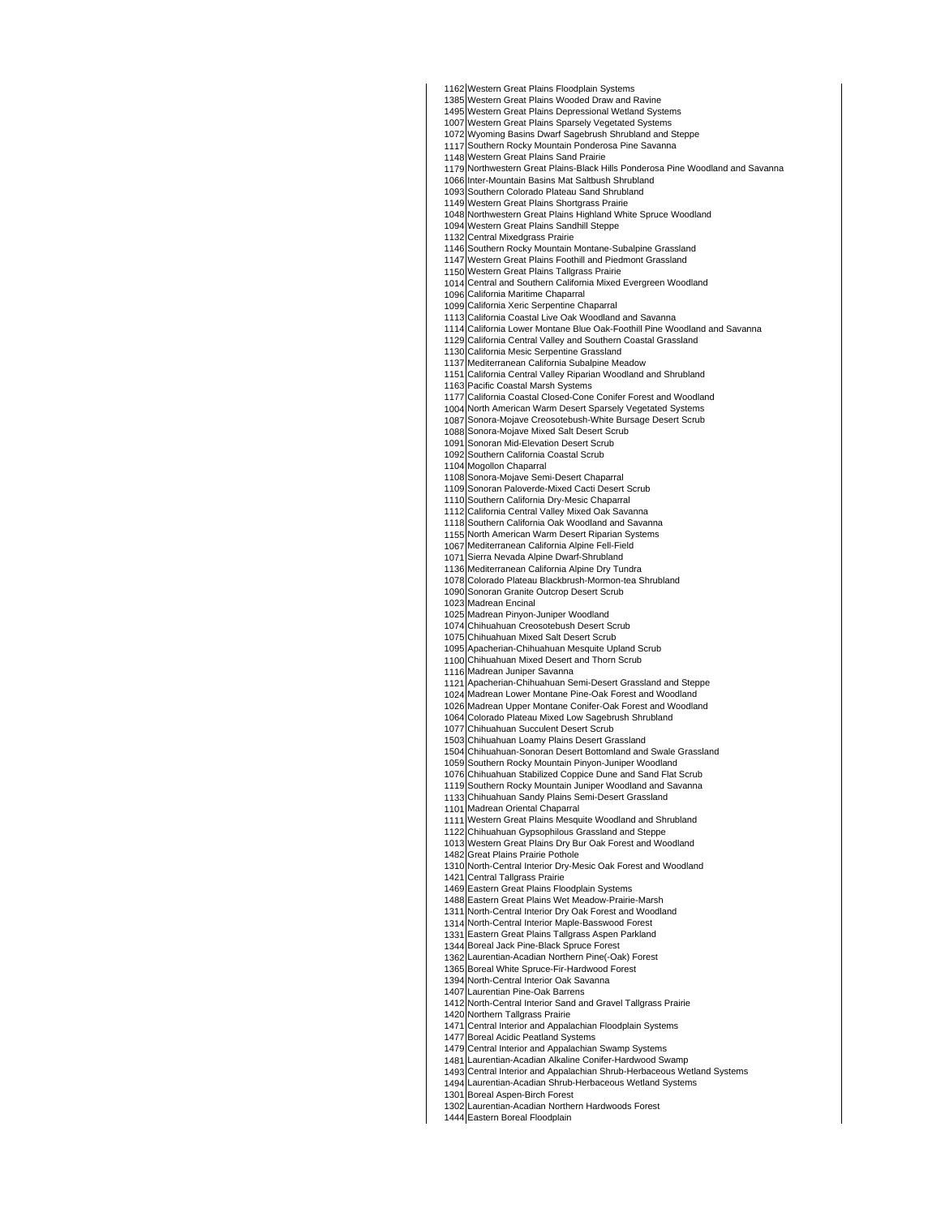| | |
|---|---|
| 1162 | Western Great Plains Floodplain Systems |
| 1385 | Western Great Plains Wooded Draw and Ravine |
| 1495 | Western Great Plains Depressional Wetland Systems |
| 1007 | Western Great Plains Sparsely Vegetated Systems |
| 1072 | Wyoming Basins Dwarf Sagebrush Shrubland and Steppe |
| 1117 | Southern Rocky Mountain Ponderosa Pine Savanna |
| 1148 | Western Great Plains Sand Prairie |
| 1179 | Northwestern Great Plains-Black Hills Ponderosa Pine Woodland and Savanna |
| 1066 | Inter-Mountain Basins Mat Saltbush Shrubland |
| 1093 | Southern Colorado Plateau Sand Shrubland |
| 1149 | Western Great Plains Shortgrass Prairie |
| 1048 | Northwestern Great Plains Highland White Spruce Woodland |
| 1094 | Western Great Plains Sandhill Steppe |
| 1132 | Central Mixedgrass Prairie |
| 1146 | Southern Rocky Mountain Montane-Subalpine Grassland |
| 1147 | Western Great Plains Foothill and Piedmont Grassland |
| 1150 | Western Great Plains Tallgrass Prairie |
| 1014 | Central and Southern California Mixed Evergreen Woodland |
| 1096 | California Maritime Chaparral |
| 1099 | California Xeric Serpentine Chaparral |
| 1113 | California Coastal Live Oak Woodland and Savanna |
| 1114 | California Lower Montane Blue Oak-Foothill Pine Woodland and Savanna |
| 1129 | California Central Valley and Southern Coastal Grassland |
| 1130 | California Mesic Serpentine Grassland |
| 1137 | Mediterranean California Subalpine Meadow |
| 1151 | California Central Valley Riparian Woodland and Shrubland |
| 1163 | Pacific Coastal Marsh Systems |
| 1177 | California Coastal Closed-Cone Conifer Forest and Woodland |
| 1004 | North American Warm Desert Sparsely Vegetated Systems |
| 1087 | Sonora-Mojave Creosotebush-White Bursage Desert Scrub |
| 1088 | Sonora-Mojave Mixed Salt Desert Scrub |
| 1091 | Sonoran Mid-Elevation Desert Scrub |
| 1092 | Southern California Coastal Scrub |
| 1104 | Mogollon Chaparral |
| 1108 | Sonora-Mojave Semi-Desert Chaparral |
| 1109 | Sonoran Paloverde-Mixed Cacti Desert Scrub |
| 1110 | Southern California Dry-Mesic Chaparral |
| 1112 | California Central Valley Mixed Oak Savanna |
| 1118 | Southern California Oak Woodland and Savanna |
| 1155 | North American Warm Desert Riparian Systems |
| 1067 | Mediterranean California Alpine Fell-Field |
| 1071 | Sierra Nevada Alpine Dwarf-Shrubland |
| 1136 | Mediterranean California Alpine Dry Tundra |
| 1078 | Colorado Plateau Blackbrush-Mormon-tea Shrubland |
| 1090 | Sonoran Granite Outcrop Desert Scrub |
| 1023 | Madrean Encinal |
| 1025 | Madrean Pinyon-Juniper Woodland |
| 1074 | Chihuahuan Creosotebush Desert Scrub |
| 1075 | Chihuahuan Mixed Salt Desert Scrub |
| 1095 | Apacherian-Chihuahuan Mesquite Upland Scrub |
| 1100 | Chihuahuan Mixed Desert and Thorn Scrub |
| 1116 | Madrean Juniper Savanna |
| 1121 | Apacherian-Chihuahuan Semi-Desert Grassland and Steppe |
| 1024 | Madrean Lower Montane Pine-Oak Forest and Woodland |
| 1026 | Madrean Upper Montane Conifer-Oak Forest and Woodland |
| 1064 | Colorado Plateau Mixed Low Sagebrush Shrubland |
| 1077 | Chihuahuan Succulent Desert Scrub |
| 1503 | Chihuahuan Loamy Plains Desert Grassland |
| 1504 | Chihuahuan-Sonoran Desert Bottomland and Swale Grassland |
| 1059 | Southern Rocky Mountain Pinyon-Juniper Woodland |
| 1076 | Chihuahuan Stabilized Coppice Dune and Sand Flat Scrub |
| 1119 | Southern Rocky Mountain Juniper Woodland and Savanna |
| 1133 | Chihuahuan Sandy Plains Semi-Desert Grassland |
| 1101 | Madrean Oriental Chaparral |
| 1111 | Western Great Plains Mesquite Woodland and Shrubland |
| 1122 | Chihuahuan Gypsophilous Grassland and Steppe |
| 1013 | Western Great Plains Dry Bur Oak Forest and Woodland |
| 1482 | Great Plains Prairie Pothole |
| 1310 | North-Central Interior Dry-Mesic Oak Forest and Woodland |
| 1421 | Central Tallgrass Prairie |
| 1469 | Eastern Great Plains Floodplain Systems |
| 1488 | Eastern Great Plains Wet Meadow-Prairie-Marsh |
| 1311 | North-Central Interior Dry Oak Forest and Woodland |
| 1314 | North-Central Interior Maple-Basswood Forest |
| 1331 | Eastern Great Plains Tallgrass Aspen Parkland |
| 1344 | Boreal Jack Pine-Black Spruce Forest |
| 1362 | Laurentian-Acadian Northern Pine(-Oak) Forest |
| 1365 | Boreal White Spruce-Fir-Hardwood Forest |
| 1394 | North-Central Interior Oak Savanna |
| 1407 | Laurentian Pine-Oak Barrens |
| 1412 | North-Central Interior Sand and Gravel Tallgrass Prairie |
| 1420 | Northern Tallgrass Prairie |
| 1471 | Central Interior and Appalachian Floodplain Systems |
| 1477 | Boreal Acidic Peatland Systems |
| 1479 | Central Interior and Appalachian Swamp Systems |
| 1481 | Laurentian-Acadian Alkaline Conifer-Hardwood Swamp |
| 1493 | Central Interior and Appalachian Shrub-Herbaceous Wetland Systems |
| 1494 | Laurentian-Acadian Shrub-Herbaceous Wetland Systems |
| 1301 | Boreal Aspen-Birch Forest |
| 1302 | Laurentian-Acadian Northern Hardwoods Forest |
| 1444 | Eastern Boreal Floodplain |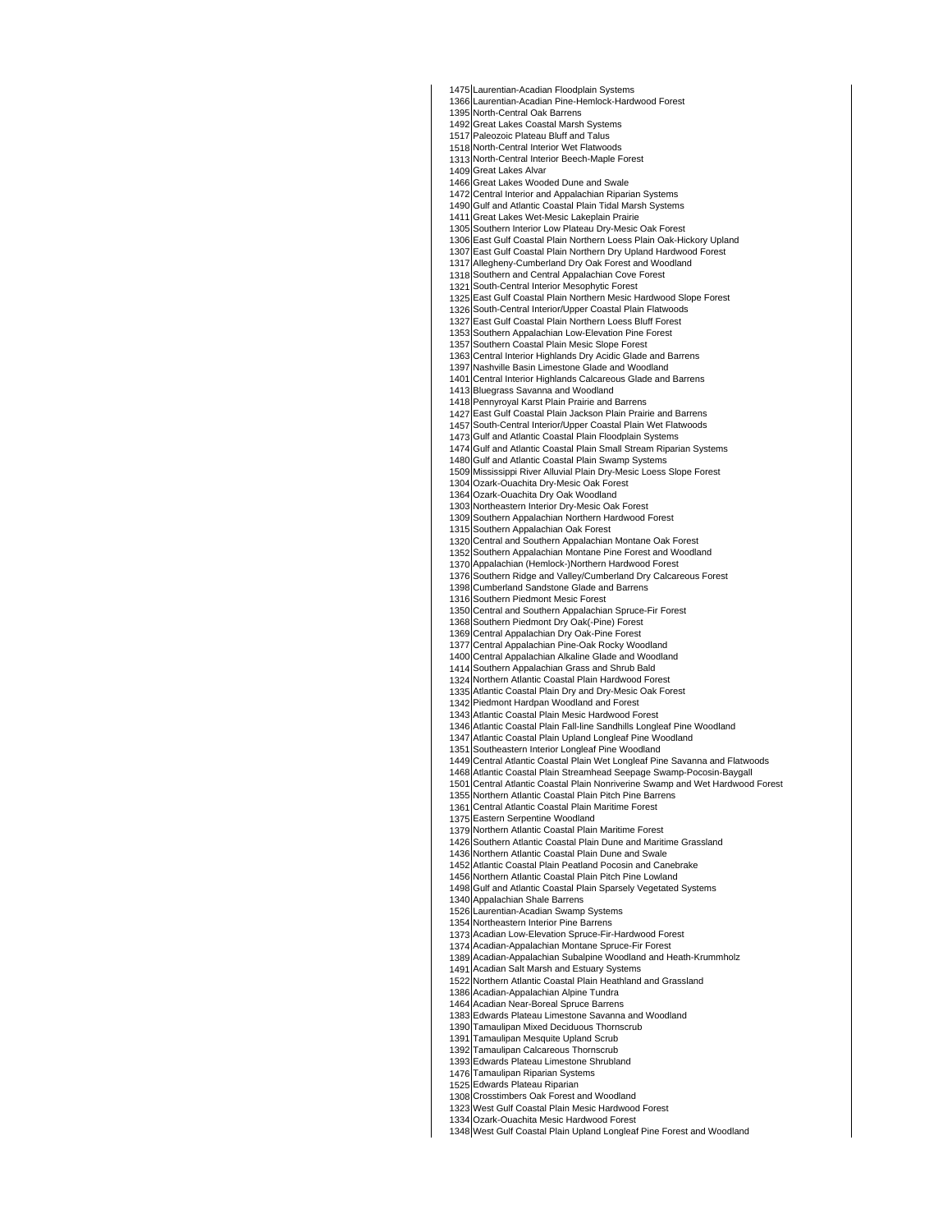| | |
|---|---|
| 1475 | Laurentian-Acadian Floodplain Systems |
| 1366 | Laurentian-Acadian Pine-Hemlock-Hardwood Forest |
| 1395 | North-Central Oak Barrens |
| 1492 | Great Lakes Coastal Marsh Systems |
| 1517 | Paleozoic Plateau Bluff and Talus |
| 1518 | North-Central Interior Wet Flatwoods |
| 1313 | North-Central Interior Beech-Maple Forest |
| 1409 | Great Lakes Alvar |
| 1466 | Great Lakes Wooded Dune and Swale |
| 1472 | Central Interior and Appalachian Riparian Systems |
| 1490 | Gulf and Atlantic Coastal Plain Tidal Marsh Systems |
| 1411 | Great Lakes Wet-Mesic Lakeplain Prairie |
| 1305 | Southern Interior Low Plateau Dry-Mesic Oak Forest |
| 1306 | East Gulf Coastal Plain Northern Loess Plain Oak-Hickory Upland |
| 1307 | East Gulf Coastal Plain Northern Dry Upland Hardwood Forest |
| 1317 | Allegheny-Cumberland Dry Oak Forest and Woodland |
| 1318 | Southern and Central Appalachian Cove Forest |
| 1321 | South-Central Interior Mesophytic Forest |
| 1325 | East Gulf Coastal Plain Northern Mesic Hardwood Slope Forest |
| 1326 | South-Central Interior/Upper Coastal Plain Flatwoods |
| 1327 | East Gulf Coastal Plain Northern Loess Bluff Forest |
| 1353 | Southern Appalachian Low-Elevation Pine Forest |
| 1357 | Southern Coastal Plain Mesic Slope Forest |
| 1363 | Central Interior Highlands Dry Acidic Glade and Barrens |
| 1397 | Nashville Basin Limestone Glade and Woodland |
| 1401 | Central Interior Highlands Calcareous Glade and Barrens |
| 1413 | Bluegrass Savanna and Woodland |
| 1418 | Pennyroyal Karst Plain Prairie and Barrens |
| 1427 | East Gulf Coastal Plain Jackson Plain Prairie and Barrens |
| 1457 | South-Central Interior/Upper Coastal Plain Wet Flatwoods |
| 1473 | Gulf and Atlantic Coastal Plain Floodplain Systems |
| 1474 | Gulf and Atlantic Coastal Plain Small Stream Riparian Systems |
| 1480 | Gulf and Atlantic Coastal Plain Swamp Systems |
| 1509 | Mississippi River Alluvial Plain Dry-Mesic Loess Slope Forest |
| 1304 | Ozark-Ouachita Dry-Mesic Oak Forest |
| 1364 | Ozark-Ouachita Dry Oak Woodland |
| 1303 | Northeastern Interior Dry-Mesic Oak Forest |
| 1309 | Southern Appalachian Northern Hardwood Forest |
| 1315 | Southern Appalachian Oak Forest |
| 1320 | Central and Southern Appalachian Montane Oak Forest |
| 1352 | Southern Appalachian Montane Pine Forest and Woodland |
| 1370 | Appalachian (Hemlock-)Northern Hardwood Forest |
| 1376 | Southern Ridge and Valley/Cumberland Dry Calcareous Forest |
| 1398 | Cumberland Sandstone Glade and Barrens |
| 1316 | Southern Piedmont Mesic Forest |
| 1350 | Central and Southern Appalachian Spruce-Fir Forest |
| 1368 | Southern Piedmont Dry Oak(-Pine) Forest |
| 1369 | Central Appalachian Dry Oak-Pine Forest |
| 1377 | Central Appalachian Pine-Oak Rocky Woodland |
| 1400 | Central Appalachian Alkaline Glade and Woodland |
| 1414 | Southern Appalachian Grass and Shrub Bald |
| 1324 | Northern Atlantic Coastal Plain Hardwood Forest |
| 1335 | Atlantic Coastal Plain Dry and Dry-Mesic Oak Forest |
| 1342 | Piedmont Hardpan Woodland and Forest |
| 1343 | Atlantic Coastal Plain Mesic Hardwood Forest |
| 1346 | Atlantic Coastal Plain Fall-line Sandhills Longleaf Pine Woodland |
| 1347 | Atlantic Coastal Plain Upland Longleaf Pine Woodland |
| 1351 | Southeastern Interior Longleaf Pine Woodland |
| 1449 | Central Atlantic Coastal Plain Wet Longleaf Pine Savanna and Flatwoods |
| 1468 | Atlantic Coastal Plain Streamhead Seepage Swamp-Pocosin-Baygall |
| 1501 | Central Atlantic Coastal Plain Nonriverine Swamp and Wet Hardwood Forest |
| 1355 | Northern Atlantic Coastal Plain Pitch Pine Barrens |
| 1361 | Central Atlantic Coastal Plain Maritime Forest |
| 1375 | Eastern Serpentine Woodland |
| 1379 | Northern Atlantic Coastal Plain Maritime Forest |
| 1426 | Southern Atlantic Coastal Plain Dune and Maritime Grassland |
| 1436 | Northern Atlantic Coastal Plain Dune and Swale |
| 1452 | Atlantic Coastal Plain Peatland Pocosin and Canebrake |
| 1456 | Northern Atlantic Coastal Plain Pitch Pine Lowland |
| 1498 | Gulf and Atlantic Coastal Plain Sparsely Vegetated Systems |
| 1340 | Appalachian Shale Barrens |
| 1526 | Laurentian-Acadian Swamp Systems |
| 1354 | Northeastern Interior Pine Barrens |
| 1373 | Acadian Low-Elevation Spruce-Fir-Hardwood Forest |
| 1374 | Acadian-Appalachian Montane Spruce-Fir Forest |
| 1389 | Acadian-Appalachian Subalpine Woodland and Heath-Krummholz |
| 1491 | Acadian Salt Marsh and Estuary Systems |
| 1522 | Northern Atlantic Coastal Plain Heathland and Grassland |
| 1386 | Acadian-Appalachian Alpine Tundra |
| 1464 | Acadian Near-Boreal Spruce Barrens |
| 1383 | Edwards Plateau Limestone Savanna and Woodland |
| 1390 | Tamaulipan Mixed Deciduous Thornscrub |
| 1391 | Tamaulipan Mesquite Upland Scrub |
| 1392 | Tamaulipan Calcareous Thornscrub |
| 1393 | Edwards Plateau Limestone Shrubland |
| 1476 | Tamaulipan Riparian Systems |
| 1525 | Edwards Plateau Riparian |
| 1308 | Crosstimbers Oak Forest and Woodland |
| 1323 | West Gulf Coastal Plain Mesic Hardwood Forest |
| 1334 | Ozark-Ouachita Mesic Hardwood Forest |
| 1348 | West Gulf Coastal Plain Upland Longleaf Pine Forest and Woodland |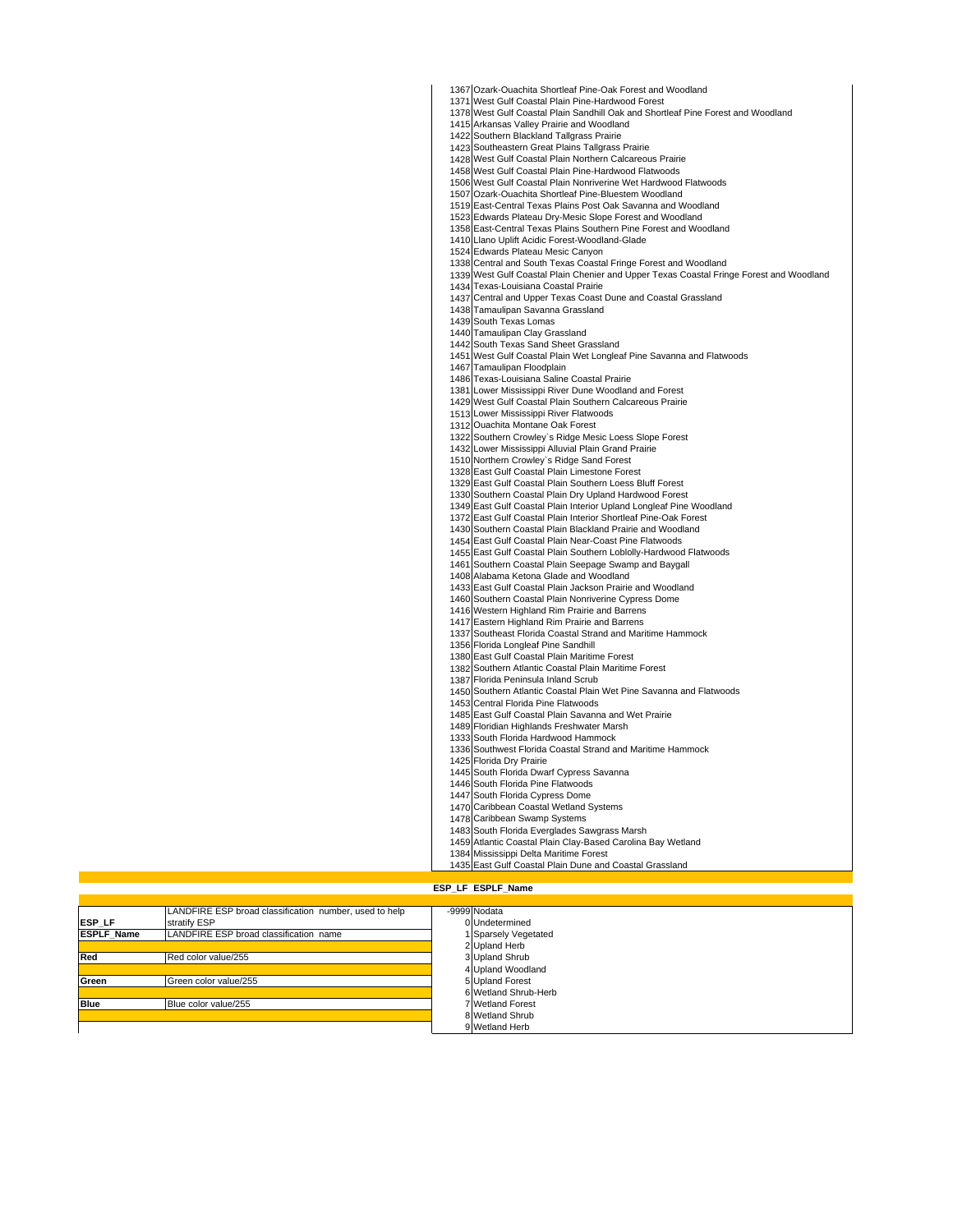| | |
|---|---|
| 1367 | Ozark-Ouachita Shortleaf Pine-Oak Forest and Woodland |
| 1371 | West Gulf Coastal Plain Pine-Hardwood Forest |
| 1378 | West Gulf Coastal Plain Sandhill Oak and Shortleaf Pine Forest and Woodland |
| 1415 | Arkansas Valley Prairie and Woodland |
| 1422 | Southern Blackland Tallgrass Prairie |
| 1423 | Southeastern Great Plains Tallgrass Prairie |
| 1428 | West Gulf Coastal Plain Northern Calcareous Prairie |
| 1458 | West Gulf Coastal Plain Pine-Hardwood Flatwoods |
| 1506 | West Gulf Coastal Plain Nonriverine Wet Hardwood Flatwoods |
| 1507 | Ozark-Ouachita Shortleaf Pine-Bluestem Woodland |
| 1519 | East-Central Texas Plains Post Oak Savanna and Woodland |
| 1523 | Edwards Plateau Dry-Mesic Slope Forest and Woodland |
| 1358 | East-Central Texas Plains Southern Pine Forest and Woodland |
| 1410 | Llano Uplift Acidic Forest-Woodland-Glade |
| 1524 | Edwards Plateau Mesic Canyon |
| 1338 | Central and South Texas Coastal Fringe Forest and Woodland |
| 1339 | West Gulf Coastal Plain Chenier and Upper Texas Coastal Fringe Forest and Woodland |
| 1434 | Texas-Louisiana Coastal Prairie |
| 1437 | Central and Upper Texas Coast Dune and Coastal Grassland |
| 1438 | Tamaulipan Savanna Grassland |
| 1439 | South Texas Lomas |
| 1440 | Tamaulipan Clay Grassland |
| 1442 | South Texas Sand Sheet Grassland |
| 1451 | West Gulf Coastal Plain Wet Longleaf Pine Savanna and Flatwoods |
| 1467 | Tamaulipan Floodplain |
| 1486 | Texas-Louisiana Saline Coastal Prairie |
| 1381 | Lower Mississippi River Dune Woodland and Forest |
| 1429 | West Gulf Coastal Plain Southern Calcareous Prairie |
| 1513 | Lower Mississippi River Flatwoods |
| 1312 | Ouachita Montane Oak Forest |
| 1322 | Southern Crowley`s Ridge Mesic Loess Slope Forest |
| 1432 | Lower Mississippi Alluvial Plain Grand Prairie |
| 1510 | Northern Crowley`s Ridge Sand Forest |
| 1328 | East Gulf Coastal Plain Limestone Forest |
| 1329 | East Gulf Coastal Plain Southern Loess Bluff Forest |
| 1330 | Southern Coastal Plain Dry Upland Hardwood Forest |
| 1349 | East Gulf Coastal Plain Interior Upland Longleaf Pine Woodland |
| 1372 | East Gulf Coastal Plain Interior Shortleaf Pine-Oak Forest |
| 1430 | Southern Coastal Plain Blackland Prairie and Woodland |
| 1454 | East Gulf Coastal Plain Near-Coast Pine Flatwoods |
| 1455 | East Gulf Coastal Plain Southern Loblolly-Hardwood Flatwoods |
| 1461 | Southern Coastal Plain Seepage Swamp and Baygall |
| 1408 | Alabama Ketona Glade and Woodland |
| 1433 | East Gulf Coastal Plain Jackson Prairie and Woodland |
| 1460 | Southern Coastal Plain Nonriverine Cypress Dome |
| 1416 | Western Highland Rim Prairie and Barrens |
| 1417 | Eastern Highland Rim Prairie and Barrens |
| 1337 | Southeast Florida Coastal Strand and Maritime Hammock |
| 1356 | Florida Longleaf Pine Sandhill |
| 1380 | East Gulf Coastal Plain Maritime Forest |
| 1382 | Southern Atlantic Coastal Plain Maritime Forest |
| 1387 | Florida Peninsula Inland Scrub |
| 1450 | Southern Atlantic Coastal Plain Wet Pine Savanna and Flatwoods |
| 1453 | Central Florida Pine Flatwoods |
| 1485 | East Gulf Coastal Plain Savanna and Wet Prairie |
| 1489 | Floridian Highlands Freshwater Marsh |
| 1333 | South Florida Hardwood Hammock |
| 1336 | Southwest Florida Coastal Strand and Maritime Hammock |
| 1425 | Florida Dry Prairie |
| 1445 | South Florida Dwarf Cypress Savanna |
| 1446 | South Florida Pine Flatwoods |
| 1447 | South Florida Cypress Dome |
| 1470 | Caribbean Coastal Wetland Systems |
| 1478 | Caribbean Swamp Systems |
| 1483 | South Florida Everglades Sawgrass Marsh |
| 1459 | Atlantic Coastal Plain Clay-Based Carolina Bay Wetland |
| 1384 | Mississippi Delta Maritime Forest |
| 1435 | East Gulf Coastal Plain Dune and Coastal Grassland |

| | |
|---|---|
| **ESP_LF** | LANDFIRE ESP broad classification number, used to help stratify ESP |
| **ESPLF_Name** | LANDFIRE ESP broad classification name |
| **Red** | Red color value/255 |
| **Green** | Green color value/255 |
| **Blue** | Blue color value/255 |

| ESP_LF | ESPLF_Name |
|---|---|
| -9999 | Nodata |
| 0 | Undetermined |
| 1 | Sparsely Vegetated |
| 2 | Upland Herb |
| 3 | Upland Shrub |
| 4 | Upland Woodland |
| 5 | Upland Forest |
| 6 | Wetland Shrub-Herb |
| 7 | Wetland Forest |
| 8 | Wetland Shrub |
| 9 | Wetland Herb |